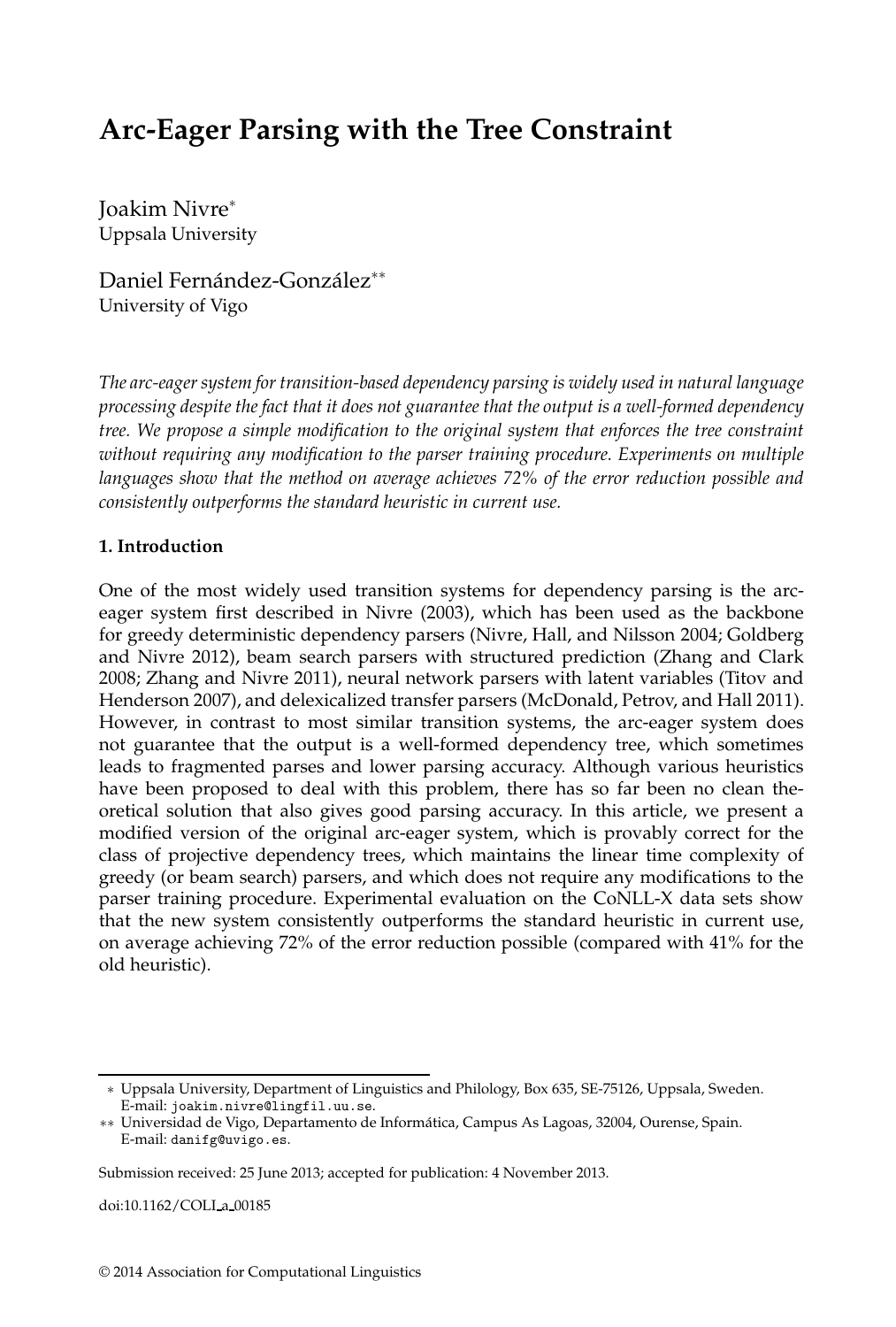# Arc-Eager Parsing with the Tree Constraint

Joakim Nivre*
Uppsala University

Daniel Fernández-González**
University of Vigo

*The arc-eager system for transition-based dependency parsing is widely used in natural language processing despite the fact that it does not guarantee that the output is a well-formed dependency tree. We propose a simple modification to the original system that enforces the tree constraint without requiring any modification to the parser training procedure. Experiments on multiple languages show that the method on average achieves 72% of the error reduction possible and consistently outperforms the standard heuristic in current use.*

### 1. Introduction

One of the most widely used transition systems for dependency parsing is the arc-eager system first described in Nivre (2003), which has been used as the backbone for greedy deterministic dependency parsers (Nivre, Hall, and Nilsson 2004; Goldberg and Nivre 2012), beam search parsers with structured prediction (Zhang and Clark 2008; Zhang and Nivre 2011), neural network parsers with latent variables (Titov and Henderson 2007), and delexicalized transfer parsers (McDonald, Petrov, and Hall 2011). However, in contrast to most similar transition systems, the arc-eager system does not guarantee that the output is a well-formed dependency tree, which sometimes leads to fragmented parses and lower parsing accuracy. Although various heuristics have been proposed to deal with this problem, there has so far been no clean theoretical solution that also gives good parsing accuracy. In this article, we present a modified version of the original arc-eager system, which is provably correct for the class of projective dependency trees, which maintains the linear time complexity of greedy (or beam search) parsers, and which does not require any modifications to the parser training procedure. Experimental evaluation on the CoNLL-X data sets show that the new system consistently outperforms the standard heuristic in current use, on average achieving 72% of the error reduction possible (compared with 41% for the old heuristic).

---

* Uppsala University, Department of Linguistics and Philology, Box 635, SE-75126, Uppsala, Sweden. E-mail: joakim.nivre@lingfil.uu.se.

** Universidad de Vigo, Departamento de Informática, Campus As Lagoas, 32004, Ourense, Spain. E-mail: danifg@uvigo.es.

Submission received: 25 June 2013; accepted for publication: 4 November 2013.

doi:10.1162/COLI_a_00185

© 2014 Association for Computational Linguistics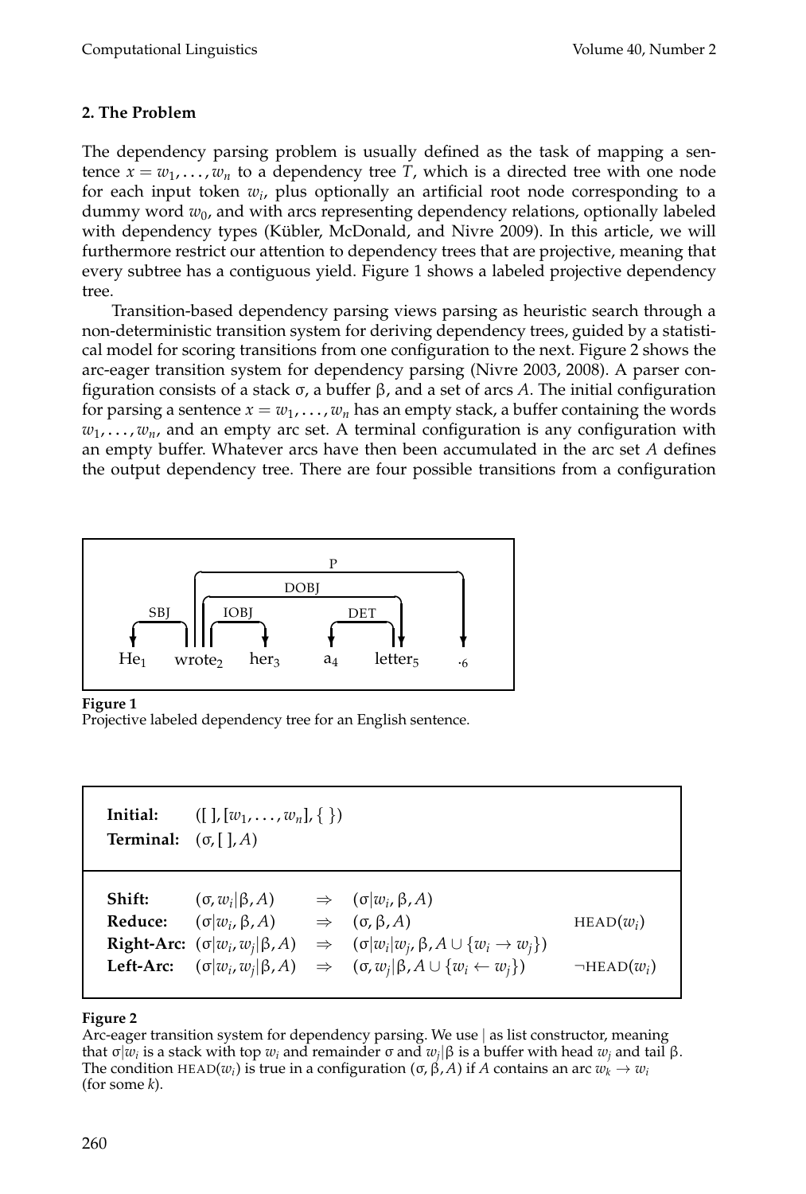## 2. The Problem

The dependency parsing problem is usually defined as the task of mapping a sentence $x = w_1, \ldots, w_n$ to a dependency tree $T$, which is a directed tree with one node for each input token $w_i$, plus optionally an artificial root node corresponding to a dummy word $w_0$, and with arcs representing dependency relations, optionally labeled with dependency types (Kübler, McDonald, and Nivre 2009). In this article, we will furthermore restrict our attention to dependency trees that are projective, meaning that every subtree has a contiguous yield. Figure 1 shows a labeled projective dependency tree.

Transition-based dependency parsing views parsing as heuristic search through a non-deterministic transition system for deriving dependency trees, guided by a statistical model for scoring transitions from one configuration to the next. Figure 2 shows the arc-eager transition system for dependency parsing (Nivre 2003, 2008). A parser configuration consists of a stack σ, a buffer β, and a set of arcs $A$. The initial configuration for parsing a sentence $x = w_1, \ldots, w_n$ has an empty stack, a buffer containing the words $w_1, \ldots, w_n$, and an empty arc set. A terminal configuration is any configuration with an empty buffer. Whatever arcs have then been accumulated in the arc set $A$ defines the output dependency tree. There are four possible transitions from a configuration

He$_1$ wrote$_2$ her$_3$ a$_4$ letter$_5$ .$_6$
(Arcs: SBJ, IOBJ, DET, DOBJ, P)

**Figure 1**
Projective labeled dependency tree for an English sentence.

| | | | | |
|---|---|---|---|---|
| **Initial:** | $([\,], [w_1, \ldots, w_n], \{\,\})$ | | | |
| **Terminal:** | $(\sigma, [\,], A)$ | | | |
| **Shift:** | $(\sigma, w_i\vert\beta, A)$ | $\Rightarrow$ | $(\sigma\vert w_i, \beta, A)$ | |
| **Reduce:** | $(\sigma\vert w_i, \beta, A)$ | $\Rightarrow$ | $(\sigma, \beta, A)$ | $\textsc{head}(w_i)$ |
| **Right-Arc:** | $(\sigma\vert w_i, w_j\vert\beta, A)$ | $\Rightarrow$ | $(\sigma\vert w_i\vert w_j, \beta, A \cup \{w_i \rightarrow w_j\})$ | |
| **Left-Arc:** | $(\sigma\vert w_i, w_j\vert\beta, A)$ | $\Rightarrow$ | $(\sigma, w_j\vert\beta, A \cup \{w_i \leftarrow w_j\})$ | $\neg\textsc{head}(w_i)$ |

**Figure 2**
Arc-eager transition system for dependency parsing. We use | as list constructor, meaning that $\sigma|w_i$ is a stack with top $w_i$ and remainder σ and $w_j|\beta$ is a buffer with head $w_j$ and tail β. The condition $\textsc{head}(w_i)$ is true in a configuration $(\sigma, \beta, A)$ if $A$ contains an arc $w_k \rightarrow w_i$ (for some $k$).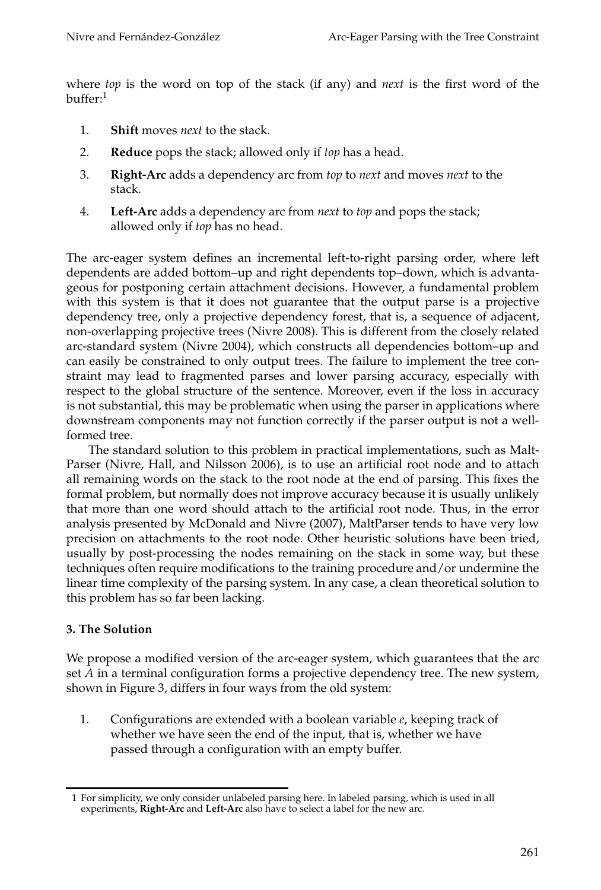where *top* is the word on top of the stack (if any) and *next* is the first word of the buffer:[1]

1. **Shift** moves *next* to the stack.
2. **Reduce** pops the stack; allowed only if *top* has a head.
3. **Right-Arc** adds a dependency arc from *top* to *next* and moves *next* to the stack.
4. **Left-Arc** adds a dependency arc from *next* to *top* and pops the stack; allowed only if *top* has no head.

The arc-eager system defines an incremental left-to-right parsing order, where left dependents are added bottom–up and right dependents top–down, which is advantageous for postponing certain attachment decisions. However, a fundamental problem with this system is that it does not guarantee that the output parse is a projective dependency tree, only a projective dependency forest, that is, a sequence of adjacent, non-overlapping projective trees (Nivre 2008). This is different from the closely related arc-standard system (Nivre 2004), which constructs all dependencies bottom–up and can easily be constrained to only output trees. The failure to implement the tree constraint may lead to fragmented parses and lower parsing accuracy, especially with respect to the global structure of the sentence. Moreover, even if the loss in accuracy is not substantial, this may be problematic when using the parser in applications where downstream components may not function correctly if the parser output is not a well-formed tree.

The standard solution to this problem in practical implementations, such as MaltParser (Nivre, Hall, and Nilsson 2006), is to use an artificial root node and to attach all remaining words on the stack to the root node at the end of parsing. This fixes the formal problem, but normally does not improve accuracy because it is usually unlikely that more than one word should attach to the artificial root node. Thus, in the error analysis presented by McDonald and Nivre (2007), MaltParser tends to have very low precision on attachments to the root node. Other heuristic solutions have been tried, usually by post-processing the nodes remaining on the stack in some way, but these techniques often require modifications to the training procedure and/or undermine the linear time complexity of the parsing system. In any case, a clean theoretical solution to this problem has so far been lacking.

## 3. The Solution

We propose a modified version of the arc-eager system, which guarantees that the arc set $A$ in a terminal configuration forms a projective dependency tree. The new system, shown in Figure 3, differs in four ways from the old system:

1. Configurations are extended with a boolean variable $e$, keeping track of whether we have seen the end of the input, that is, whether we have passed through a configuration with an empty buffer.

[1] For simplicity, we only consider unlabeled parsing here. In labeled parsing, which is used in all experiments, **Right-Arc** and **Left-Arc** also have to select a label for the new arc.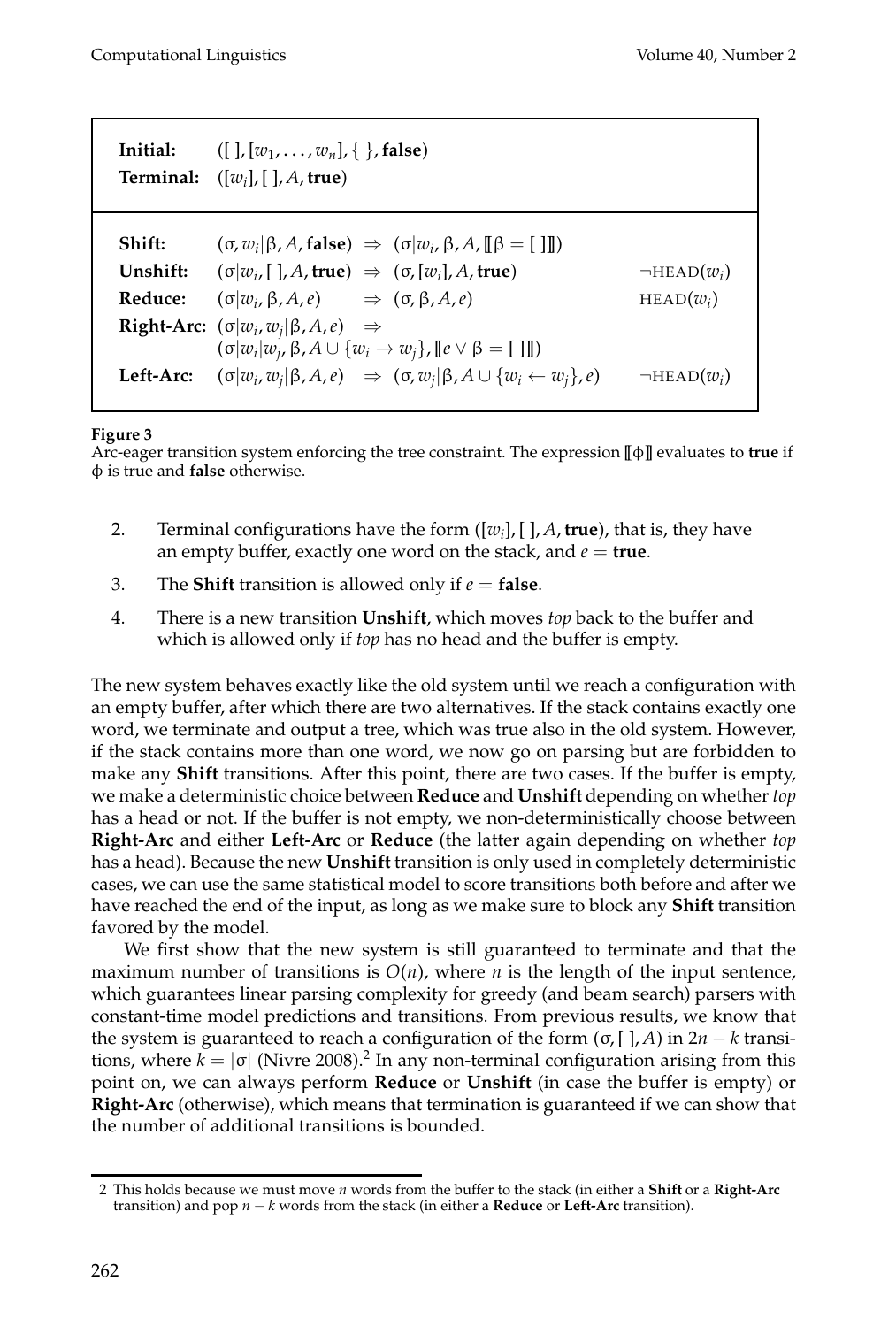| | | |
|---|---|---|
| **Initial:** | $([\,], [w_1, \ldots, w_n], \{\,\}, \textbf{false})$ | |
| **Terminal:** | $([w_i], [\,], A, \textbf{true})$ | |
| **Shift:** | $(\sigma, w_i\|\beta, A, \textbf{false}) \Rightarrow (\sigma\|w_i, \beta, A, [\![\beta = [\,]]\!])$ | |
| **Unshift:** | $(\sigma\|w_i, [\,], A, \textbf{true}) \Rightarrow (\sigma, [w_i], A, \textbf{true})$ | $\neg\text{HEAD}(w_i)$ |
| **Reduce:** | $(\sigma\|w_i, \beta, A, e) \Rightarrow (\sigma, \beta, A, e)$ | $\text{HEAD}(w_i)$ |
| **Right-Arc:** | $(\sigma\|w_i, w_j\|\beta, A, e) \Rightarrow (\sigma\|w_i\|w_j, \beta, A \cup \{w_i \rightarrow w_j\}, [\![e \vee \beta = [\,]]\!])$ | |
| **Left-Arc:** | $(\sigma\|w_i, w_j\|\beta, A, e) \Rightarrow (\sigma, w_j\|\beta, A \cup \{w_i \leftarrow w_j\}, e)$ | $\neg\text{HEAD}(w_i)$ |

**Figure 3**

Arc-eager transition system enforcing the tree constraint. The expression $[\![\phi]\!]$ evaluates to **true** if $\phi$ is true and **false** otherwise.

2. Terminal configurations have the form $([w_i], [\,], A, \textbf{true})$, that is, they have an empty buffer, exactly one word on the stack, and $e = \textbf{true}$.

3. The **Shift** transition is allowed only if $e = \textbf{false}$.

4. There is a new transition **Unshift**, which moves *top* back to the buffer and which is allowed only if *top* has no head and the buffer is empty.

The new system behaves exactly like the old system until we reach a configuration with an empty buffer, after which there are two alternatives. If the stack contains exactly one word, we terminate and output a tree, which was true also in the old system. However, if the stack contains more than one word, we now go on parsing but are forbidden to make any **Shift** transitions. After this point, there are two cases. If the buffer is empty, we make a deterministic choice between **Reduce** and **Unshift** depending on whether *top* has a head or not. If the buffer is not empty, we non-deterministically choose between **Right-Arc** and either **Left-Arc** or **Reduce** (the latter again depending on whether *top* has a head). Because the new **Unshift** transition is only used in completely deterministic cases, we can use the same statistical model to score transitions both before and after we have reached the end of the input, as long as we make sure to block any **Shift** transition favored by the model.

We first show that the new system is still guaranteed to terminate and that the maximum number of transitions is $O(n)$, where $n$ is the length of the input sentence, which guarantees linear parsing complexity for greedy (and beam search) parsers with constant-time model predictions and transitions. From previous results, we know that the system is guaranteed to reach a configuration of the form $(\sigma, [\,], A)$ in $2n - k$ transitions, where $k = |\sigma|$ (Nivre 2008).[2] In any non-terminal configuration arising from this point on, we can always perform **Reduce** or **Unshift** (in case the buffer is empty) or **Right-Arc** (otherwise), which means that termination is guaranteed if we can show that the number of additional transitions is bounded.

[2] This holds because we must move $n$ words from the buffer to the stack (in either a **Shift** or a **Right-Arc** transition) and pop $n - k$ words from the stack (in either a **Reduce** or **Left-Arc** transition).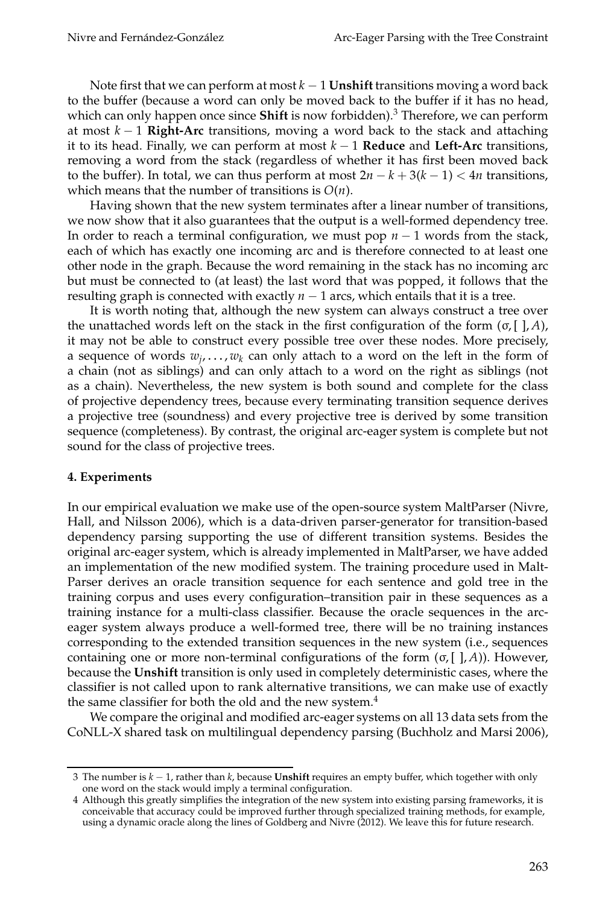Note first that we can perform at most $k-1$ **Unshift** transitions moving a word back to the buffer (because a word can only be moved back to the buffer if it has no head, which can only happen once since **Shift** is now forbidden).[3] Therefore, we can perform at most $k-1$ **Right-Arc** transitions, moving a word back to the stack and attaching it to its head. Finally, we can perform at most $k-1$ **Reduce** and **Left-Arc** transitions, removing a word from the stack (regardless of whether it has first been moved back to the buffer). In total, we can thus perform at most $2n - k + 3(k-1) < 4n$ transitions, which means that the number of transitions is $O(n)$.

Having shown that the new system terminates after a linear number of transitions, we now show that it also guarantees that the output is a well-formed dependency tree. In order to reach a terminal configuration, we must pop $n-1$ words from the stack, each of which has exactly one incoming arc and is therefore connected to at least one other node in the graph. Because the word remaining in the stack has no incoming arc but must be connected to (at least) the last word that was popped, it follows that the resulting graph is connected with exactly $n-1$ arcs, which entails that it is a tree.

It is worth noting that, although the new system can always construct a tree over the unattached words left on the stack in the first configuration of the form $(\sigma, [\,], A)$, it may not be able to construct every possible tree over these nodes. More precisely, a sequence of words $w_j, \ldots, w_k$ can only attach to a word on the left in the form of a chain (not as siblings) and can only attach to a word on the right as siblings (not as a chain). Nevertheless, the new system is both sound and complete for the class of projective dependency trees, because every terminating transition sequence derives a projective tree (soundness) and every projective tree is derived by some transition sequence (completeness). By contrast, the original arc-eager system is complete but not sound for the class of projective trees.

## 4. Experiments

In our empirical evaluation we make use of the open-source system MaltParser (Nivre, Hall, and Nilsson 2006), which is a data-driven parser-generator for transition-based dependency parsing supporting the use of different transition systems. Besides the original arc-eager system, which is already implemented in MaltParser, we have added an implementation of the new modified system. The training procedure used in MaltParser derives an oracle transition sequence for each sentence and gold tree in the training corpus and uses every configuration–transition pair in these sequences as a training instance for a multi-class classifier. Because the oracle sequences in the arc-eager system always produce a well-formed tree, there will be no training instances corresponding to the extended transition sequences in the new system (i.e., sequences containing one or more non-terminal configurations of the form $(\sigma, [\,], A)$). However, because the **Unshift** transition is only used in completely deterministic cases, where the classifier is not called upon to rank alternative transitions, we can make use of exactly the same classifier for both the old and the new system.[4]

We compare the original and modified arc-eager systems on all 13 data sets from the CoNLL-X shared task on multilingual dependency parsing (Buchholz and Marsi 2006),

---

[3] The number is $k-1$, rather than $k$, because **Unshift** requires an empty buffer, which together with only one word on the stack would imply a terminal configuration.

[4] Although this greatly simplifies the integration of the new system into existing parsing frameworks, it is conceivable that accuracy could be improved further through specialized training methods, for example, using a dynamic oracle along the lines of Goldberg and Nivre (2012). We leave this for future research.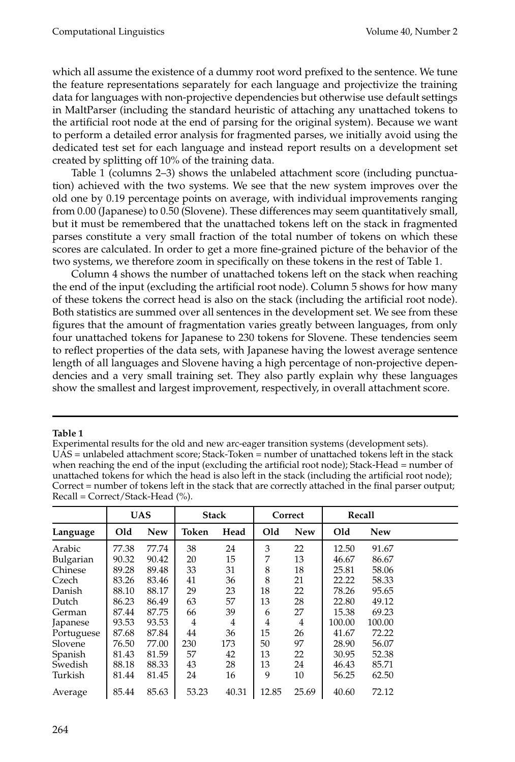which all assume the existence of a dummy root word prefixed to the sentence. We tune the feature representations separately for each language and projectivize the training data for languages with non-projective dependencies but otherwise use default settings in MaltParser (including the standard heuristic of attaching any unattached tokens to the artificial root node at the end of parsing for the original system). Because we want to perform a detailed error analysis for fragmented parses, we initially avoid using the dedicated test set for each language and instead report results on a development set created by splitting off 10% of the training data.

Table 1 (columns 2–3) shows the unlabeled attachment score (including punctuation) achieved with the two systems. We see that the new system improves over the old one by 0.19 percentage points on average, with individual improvements ranging from 0.00 (Japanese) to 0.50 (Slovene). These differences may seem quantitatively small, but it must be remembered that the unattached tokens left on the stack in fragmented parses constitute a very small fraction of the total number of tokens on which these scores are calculated. In order to get a more fine-grained picture of the behavior of the two systems, we therefore zoom in specifically on these tokens in the rest of Table 1.

Column 4 shows the number of unattached tokens left on the stack when reaching the end of the input (excluding the artificial root node). Column 5 shows for how many of these tokens the correct head is also on the stack (including the artificial root node). Both statistics are summed over all sentences in the development set. We see from these figures that the amount of fragmentation varies greatly between languages, from only four unattached tokens for Japanese to 230 tokens for Slovene. These tendencies seem to reflect properties of the data sets, with Japanese having the lowest average sentence length of all languages and Slovene having a high percentage of non-projective dependencies and a very small training set. They also partly explain why these languages show the smallest and largest improvement, respectively, in overall attachment score.

**Table 1**
Experimental results for the old and new arc-eager transition systems (development sets). UAS = unlabeled attachment score; Stack-Token = number of unattached tokens left in the stack when reaching the end of the input (excluding the artificial root node); Stack-Head = number of unattached tokens for which the head is also left in the stack (including the artificial root node); Correct = number of tokens left in the stack that are correctly attached in the final parser output; Recall = Correct/Stack-Head (%).

| | UAS | | Stack | | Correct | | Recall | |
|---|---|---|---|---|---|---|---|---|
| **Language** | **Old** | **New** | **Token** | **Head** | **Old** | **New** | **Old** | **New** |
| Arabic | 77.38 | 77.74 | 38 | 24 | 3 | 22 | 12.50 | 91.67 |
| Bulgarian | 90.32 | 90.42 | 20 | 15 | 7 | 13 | 46.67 | 86.67 |
| Chinese | 89.28 | 89.48 | 33 | 31 | 8 | 18 | 25.81 | 58.06 |
| Czech | 83.26 | 83.46 | 41 | 36 | 8 | 21 | 22.22 | 58.33 |
| Danish | 88.10 | 88.17 | 29 | 23 | 18 | 22 | 78.26 | 95.65 |
| Dutch | 86.23 | 86.49 | 63 | 57 | 13 | 28 | 22.80 | 49.12 |
| German | 87.44 | 87.75 | 66 | 39 | 6 | 27 | 15.38 | 69.23 |
| Japanese | 93.53 | 93.53 | 4 | 4 | 4 | 4 | 100.00 | 100.00 |
| Portuguese | 87.68 | 87.84 | 44 | 36 | 15 | 26 | 41.67 | 72.22 |
| Slovene | 76.50 | 77.00 | 230 | 173 | 50 | 97 | 28.90 | 56.07 |
| Spanish | 81.43 | 81.59 | 57 | 42 | 13 | 22 | 30.95 | 52.38 |
| Swedish | 88.18 | 88.33 | 43 | 28 | 13 | 24 | 46.43 | 85.71 |
| Turkish | 81.44 | 81.45 | 24 | 16 | 9 | 10 | 56.25 | 62.50 |
| Average | 85.44 | 85.63 | 53.23 | 40.31 | 12.85 | 25.69 | 40.60 | 72.12 |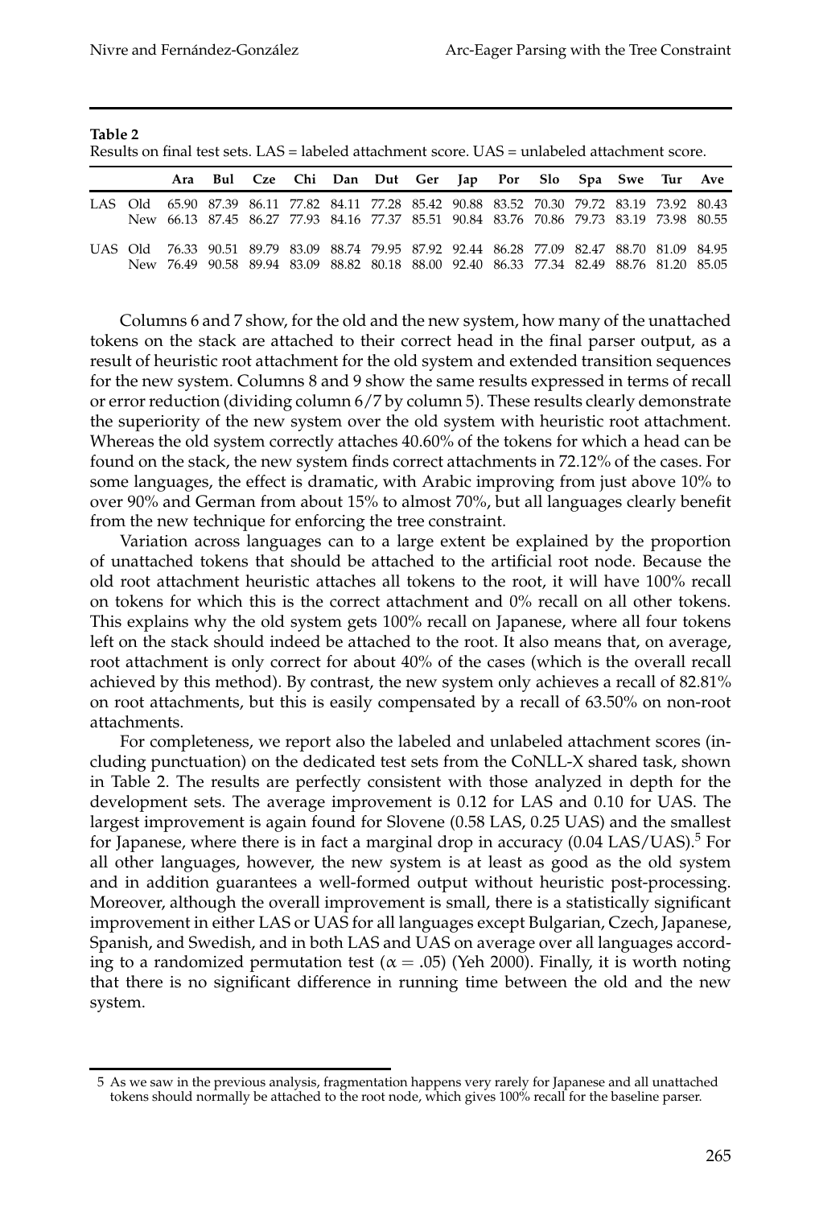**Table 2**
Results on final test sets. LAS = labeled attachment score. UAS = unlabeled attachment score.

| | | Ara | Bul | Cze | Chi | Dan | Dut | Ger | Jap | Por | Slo | Spa | Swe | Tur | Ave |
|---|---|---|---|---|---|---|---|---|---|---|---|---|---|---|---|
| LAS | Old | 65.90 | 87.39 | 86.11 | 77.82 | 84.11 | 77.28 | 85.42 | 90.88 | 83.52 | 70.30 | 79.72 | 83.19 | 73.92 | 80.43 |
| | New | 66.13 | 87.45 | 86.27 | 77.93 | 84.16 | 77.37 | 85.51 | 90.84 | 83.76 | 70.86 | 79.73 | 83.19 | 73.98 | 80.55 |
| UAS | Old | 76.33 | 90.51 | 89.79 | 83.09 | 88.74 | 79.95 | 87.92 | 92.44 | 86.28 | 77.09 | 82.47 | 88.70 | 81.09 | 84.95 |
| | New | 76.49 | 90.58 | 89.94 | 83.09 | 88.82 | 80.18 | 88.00 | 92.40 | 86.33 | 77.34 | 82.49 | 88.76 | 81.20 | 85.05 |

Columns 6 and 7 show, for the old and the new system, how many of the unattached tokens on the stack are attached to their correct head in the final parser output, as a result of heuristic root attachment for the old system and extended transition sequences for the new system. Columns 8 and 9 show the same results expressed in terms of recall or error reduction (dividing column 6/7 by column 5). These results clearly demonstrate the superiority of the new system over the old system with heuristic root attachment. Whereas the old system correctly attaches 40.60% of the tokens for which a head can be found on the stack, the new system finds correct attachments in 72.12% of the cases. For some languages, the effect is dramatic, with Arabic improving from just above 10% to over 90% and German from about 15% to almost 70%, but all languages clearly benefit from the new technique for enforcing the tree constraint.

Variation across languages can to a large extent be explained by the proportion of unattached tokens that should be attached to the artificial root node. Because the old root attachment heuristic attaches all tokens to the root, it will have 100% recall on tokens for which this is the correct attachment and 0% recall on all other tokens. This explains why the old system gets 100% recall on Japanese, where all four tokens left on the stack should indeed be attached to the root. It also means that, on average, root attachment is only correct for about 40% of the cases (which is the overall recall achieved by this method). By contrast, the new system only achieves a recall of 82.81% on root attachments, but this is easily compensated by a recall of 63.50% on non-root attachments.

For completeness, we report also the labeled and unlabeled attachment scores (including punctuation) on the dedicated test sets from the CoNLL-X shared task, shown in Table 2. The results are perfectly consistent with those analyzed in depth for the development sets. The average improvement is 0.12 for LAS and 0.10 for UAS. The largest improvement is again found for Slovene (0.58 LAS, 0.25 UAS) and the smallest for Japanese, where there is in fact a marginal drop in accuracy (0.04 LAS/UAS).[5] For all other languages, however, the new system is at least as good as the old system and in addition guarantees a well-formed output without heuristic post-processing. Moreover, although the overall improvement is small, there is a statistically significant improvement in either LAS or UAS for all languages except Bulgarian, Czech, Japanese, Spanish, and Swedish, and in both LAS and UAS on average over all languages according to a randomized permutation test ($\alpha = .05$) (Yeh 2000). Finally, it is worth noting that there is no significant difference in running time between the old and the new system.

[5] As we saw in the previous analysis, fragmentation happens very rarely for Japanese and all unattached tokens should normally be attached to the root node, which gives 100% recall for the baseline parser.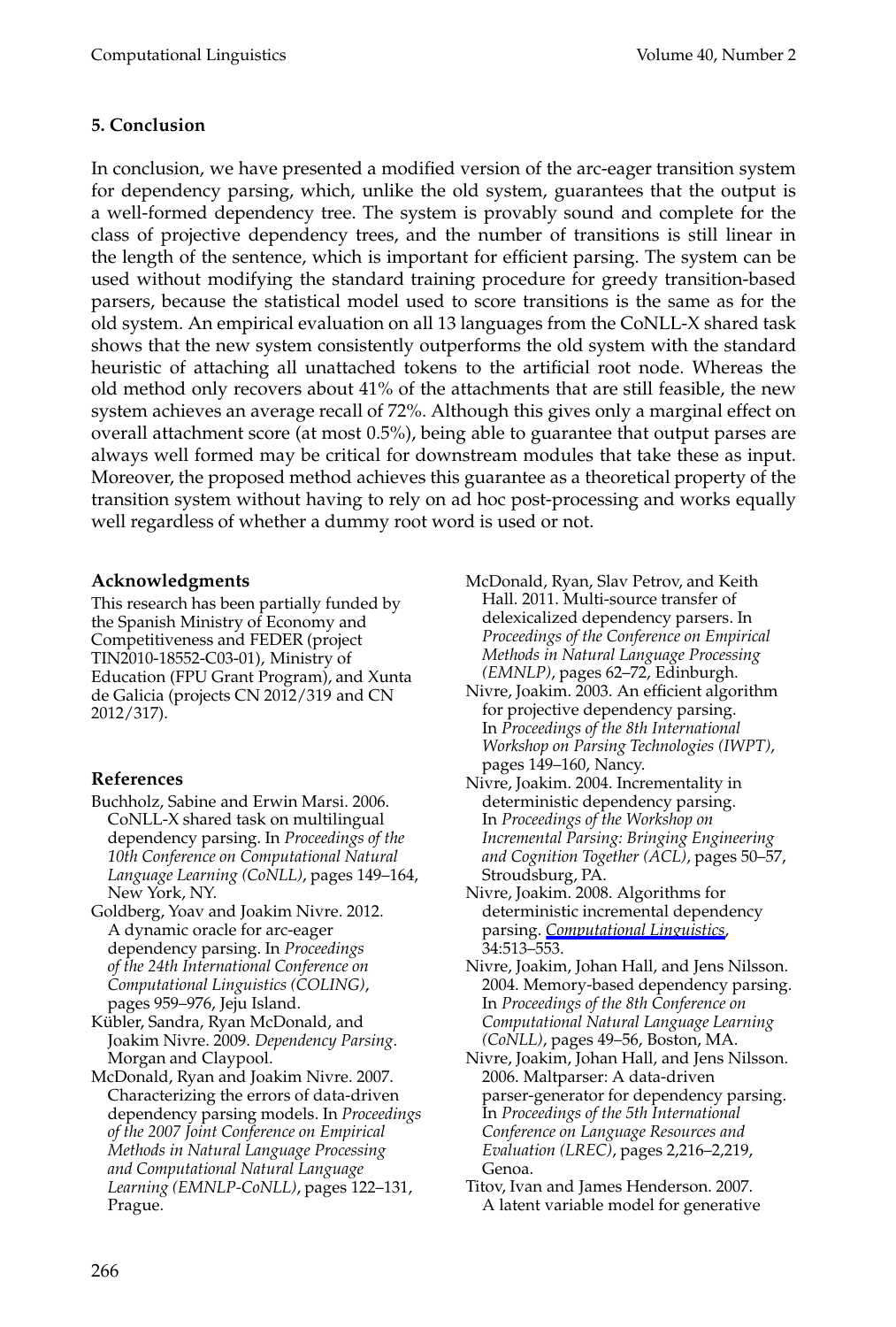## 5. Conclusion

In conclusion, we have presented a modified version of the arc-eager transition system for dependency parsing, which, unlike the old system, guarantees that the output is a well-formed dependency tree. The system is provably sound and complete for the class of projective dependency trees, and the number of transitions is still linear in the length of the sentence, which is important for efficient parsing. The system can be used without modifying the standard training procedure for greedy transition-based parsers, because the statistical model used to score transitions is the same as for the old system. An empirical evaluation on all 13 languages from the CoNLL-X shared task shows that the new system consistently outperforms the old system with the standard heuristic of attaching all unattached tokens to the artificial root node. Whereas the old method only recovers about 41% of the attachments that are still feasible, the new system achieves an average recall of 72%. Although this gives only a marginal effect on overall attachment score (at most 0.5%), being able to guarantee that output parses are always well formed may be critical for downstream modules that take these as input. Moreover, the proposed method achieves this guarantee as a theoretical property of the transition system without having to rely on ad hoc post-processing and works equally well regardless of whether a dummy root word is used or not.

### Acknowledgments

This research has been partially funded by the Spanish Ministry of Economy and Competitiveness and FEDER (project TIN2010-18552-C03-01), Ministry of Education (FPU Grant Program), and Xunta de Galicia (projects CN 2012/319 and CN 2012/317).

### References

Buchholz, Sabine and Erwin Marsi. 2006. CoNLL-X shared task on multilingual dependency parsing. In *Proceedings of the 10th Conference on Computational Natural Language Learning (CoNLL)*, pages 149–164, New York, NY.

Goldberg, Yoav and Joakim Nivre. 2012. A dynamic oracle for arc-eager dependency parsing. In *Proceedings of the 24th International Conference on Computational Linguistics (COLING)*, pages 959–976, Jeju Island.

Kübler, Sandra, Ryan McDonald, and Joakim Nivre. 2009. *Dependency Parsing*. Morgan and Claypool.

McDonald, Ryan and Joakim Nivre. 2007. Characterizing the errors of data-driven dependency parsing models. In *Proceedings of the 2007 Joint Conference on Empirical Methods in Natural Language Processing and Computational Natural Language Learning (EMNLP-CoNLL)*, pages 122–131, Prague.

McDonald, Ryan, Slav Petrov, and Keith Hall. 2011. Multi-source transfer of delexicalized dependency parsers. In *Proceedings of the Conference on Empirical Methods in Natural Language Processing (EMNLP)*, pages 62–72, Edinburgh.

Nivre, Joakim. 2003. An efficient algorithm for projective dependency parsing. In *Proceedings of the 8th International Workshop on Parsing Technologies (IWPT)*, pages 149–160, Nancy.

Nivre, Joakim. 2004. Incrementality in deterministic dependency parsing. In *Proceedings of the Workshop on Incremental Parsing: Bringing Engineering and Cognition Together (ACL)*, pages 50–57, Stroudsburg, PA.

Nivre, Joakim. 2008. Algorithms for deterministic incremental dependency parsing. *Computational Linguistics*, 34:513–553.

Nivre, Joakim, Johan Hall, and Jens Nilsson. 2004. Memory-based dependency parsing. In *Proceedings of the 8th Conference on Computational Natural Language Learning (CoNLL)*, pages 49–56, Boston, MA.

Nivre, Joakim, Johan Hall, and Jens Nilsson. 2006. Maltparser: A data-driven parser-generator for dependency parsing. In *Proceedings of the 5th International Conference on Language Resources and Evaluation (LREC)*, pages 2,216–2,219, Genoa.

Titov, Ivan and James Henderson. 2007. A latent variable model for generative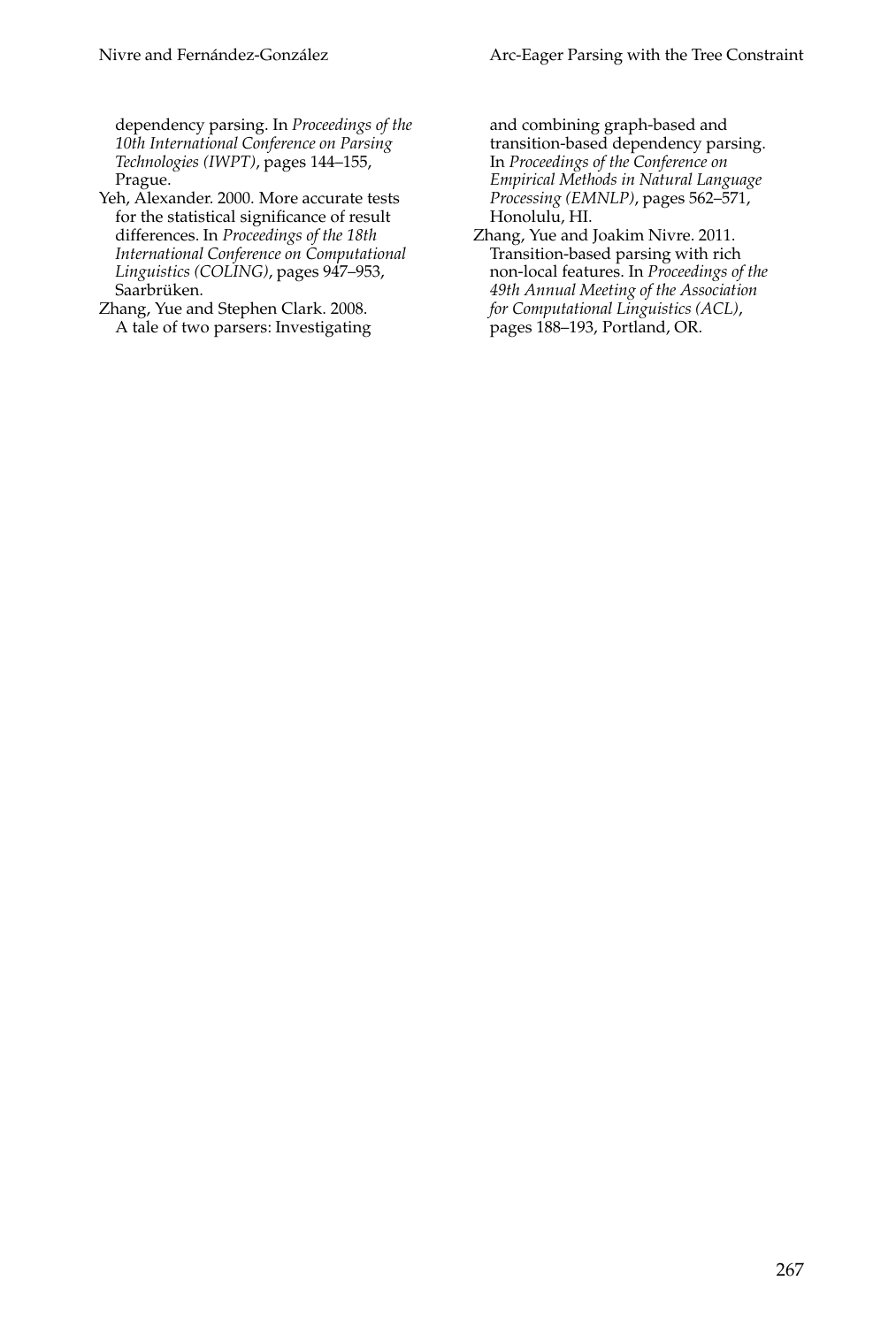dependency parsing. In *Proceedings of the 10th International Conference on Parsing Technologies (IWPT)*, pages 144–155, Prague.

Yeh, Alexander. 2000. More accurate tests for the statistical significance of result differences. In *Proceedings of the 18th International Conference on Computational Linguistics (COLING)*, pages 947–953, Saarbrüken.

Zhang, Yue and Stephen Clark. 2008. A tale of two parsers: Investigating and combining graph-based and transition-based dependency parsing. In *Proceedings of the Conference on Empirical Methods in Natural Language Processing (EMNLP)*, pages 562–571, Honolulu, HI.

Zhang, Yue and Joakim Nivre. 2011. Transition-based parsing with rich non-local features. In *Proceedings of the 49th Annual Meeting of the Association for Computational Linguistics (ACL)*, pages 188–193, Portland, OR.